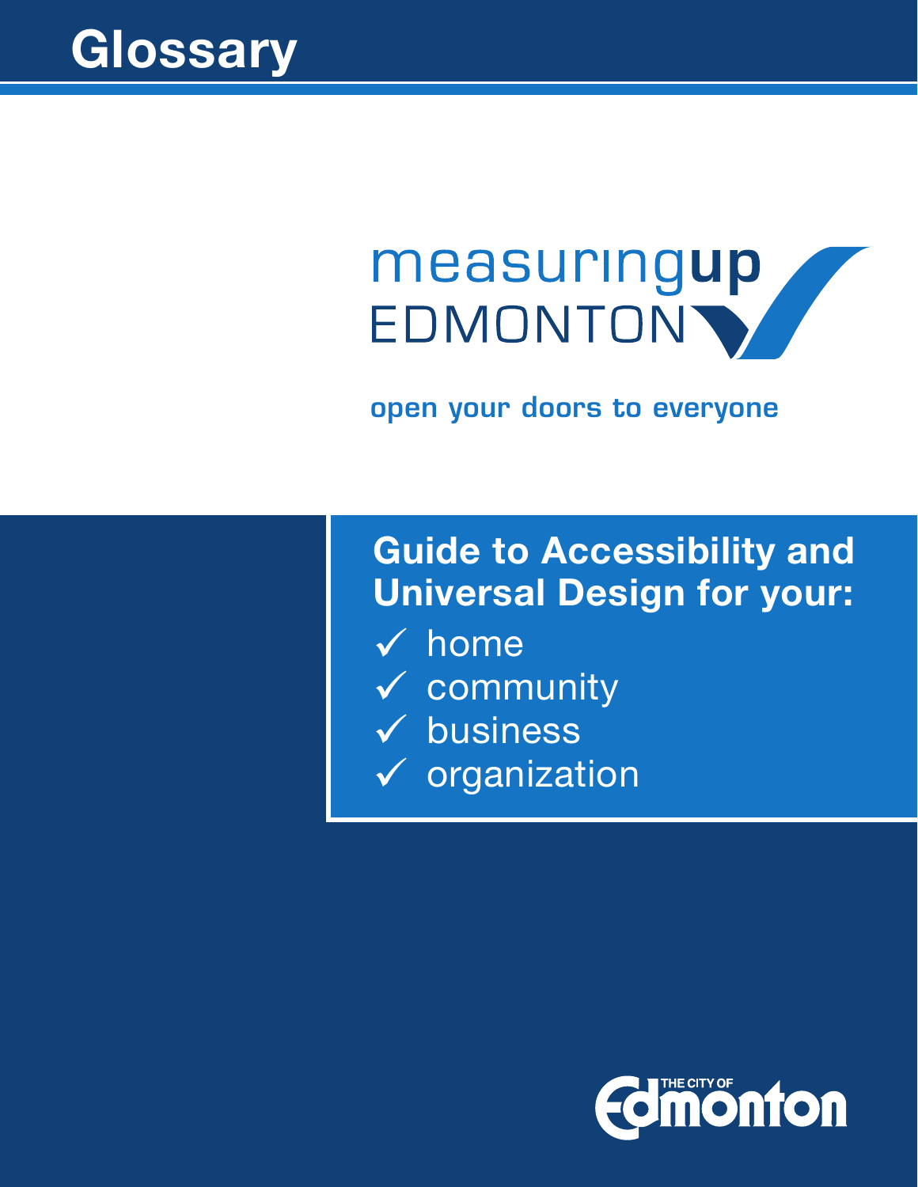# Glossary

measuring**up** EDMONTON

**open your doors to everyone**

## Guide to Accessibility and Universal Design for your:

- ✓ home
- ✓ community
- ✓ business
- ✓ organization

THE CITY OF Edmonton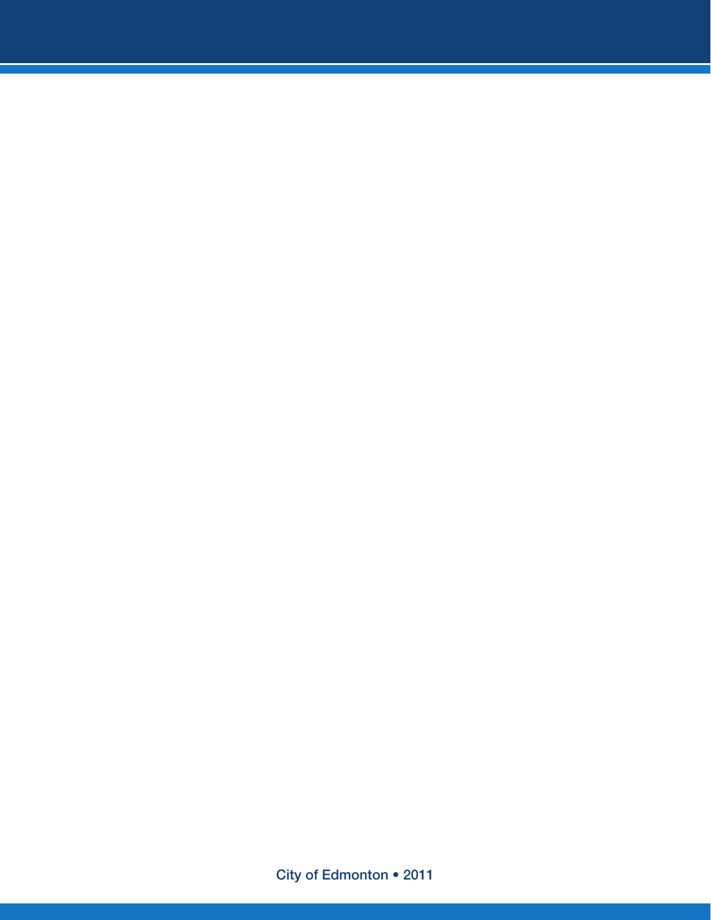City of Edmonton • 2011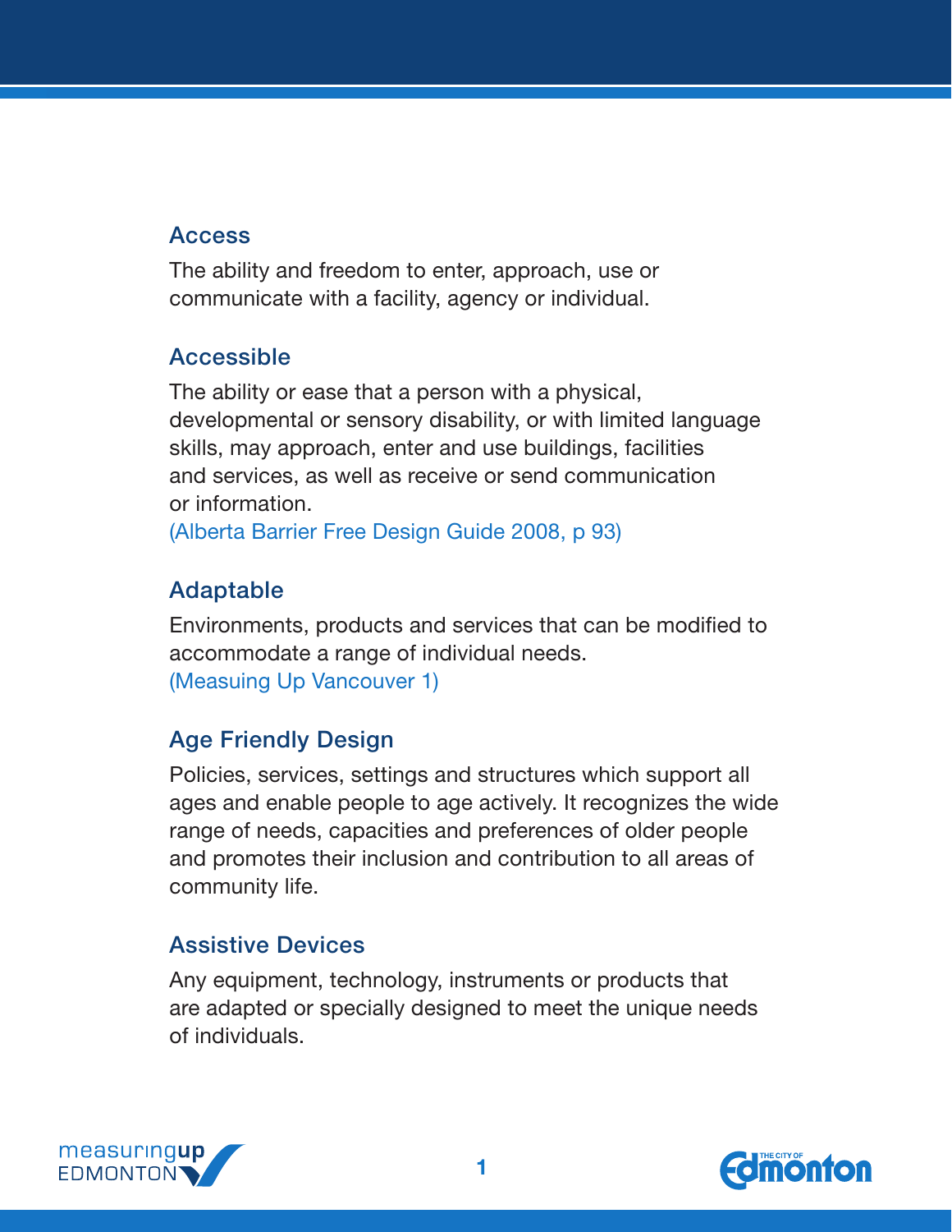## Access

The ability and freedom to enter, approach, use or communicate with a facility, agency or individual.

## Accessible

The ability or ease that a person with a physical, developmental or sensory disability, or with limited language skills, may approach, enter and use buildings, facilities and services, as well as receive or send communication or information.
(Alberta Barrier Free Design Guide 2008, p 93)

## Adaptable

Environments, products and services that can be modified to accommodate a range of individual needs.
(Measuing Up Vancouver 1)

## Age Friendly Design

Policies, services, settings and structures which support all ages and enable people to age actively. It recognizes the wide range of needs, capacities and preferences of older people and promotes their inclusion and contribution to all areas of community life.

## Assistive Devices

Any equipment, technology, instruments or products that are adapted or specially designed to meet the unique needs of individuals.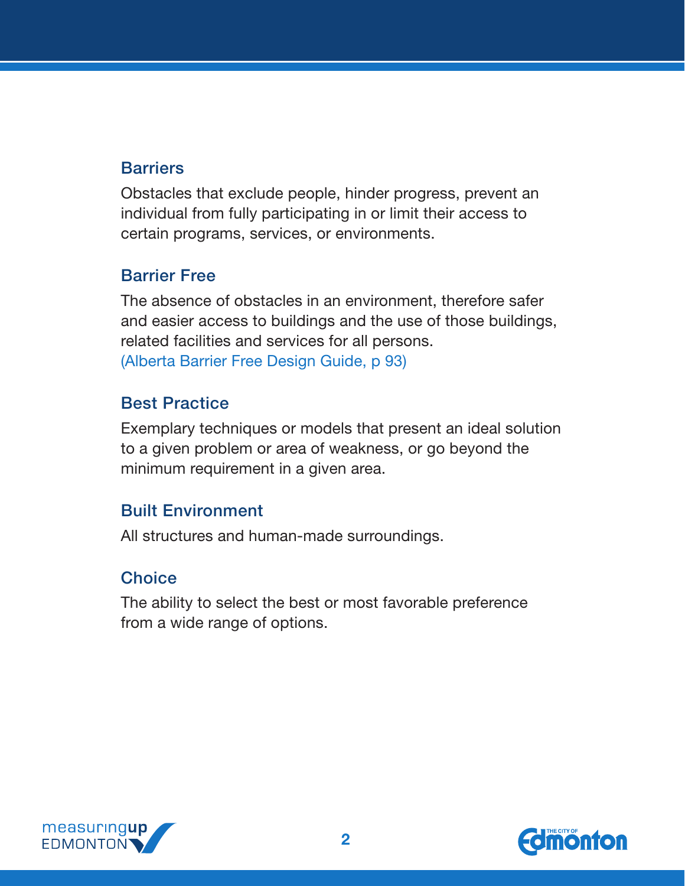### Barriers

Obstacles that exclude people, hinder progress, prevent an individual from fully participating in or limit their access to certain programs, services, or environments.

### Barrier Free

The absence of obstacles in an environment, therefore safer and easier access to buildings and the use of those buildings, related facilities and services for all persons.
(Alberta Barrier Free Design Guide, p 93)

### Best Practice

Exemplary techniques or models that present an ideal solution to a given problem or area of weakness, or go beyond the minimum requirement in a given area.

### Built Environment

All structures and human-made surroundings.

### Choice

The ability to select the best or most favorable preference from a wide range of options.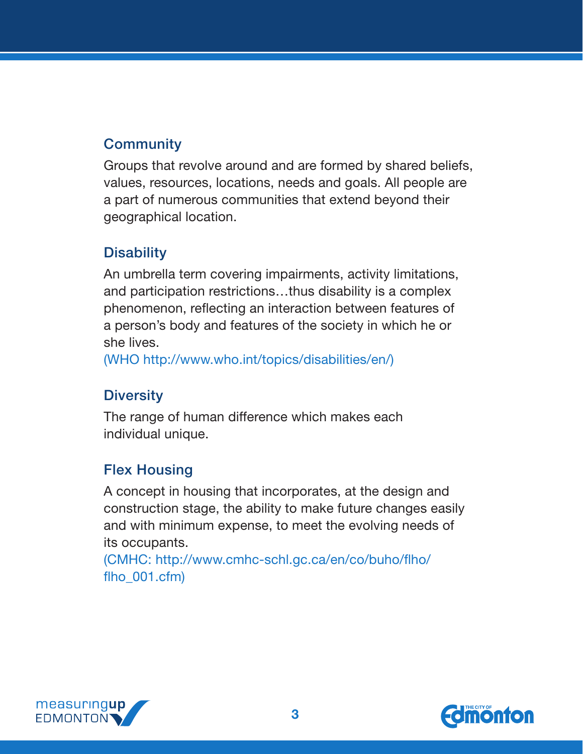### Community

Groups that revolve around and are formed by shared beliefs, values, resources, locations, needs and goals. All people are a part of numerous communities that extend beyond their geographical location.

### Disability

An umbrella term covering impairments, activity limitations, and participation restrictions…thus disability is a complex phenomenon, reflecting an interaction between features of a person's body and features of the society in which he or she lives.
(WHO http://www.who.int/topics/disabilities/en/)

### Diversity

The range of human difference which makes each individual unique.

### Flex Housing

A concept in housing that incorporates, at the design and construction stage, the ability to make future changes easily and with minimum expense, to meet the evolving needs of its occupants.
(CMHC: http://www.cmhc-schl.gc.ca/en/co/buho/flho/flho_001.cfm)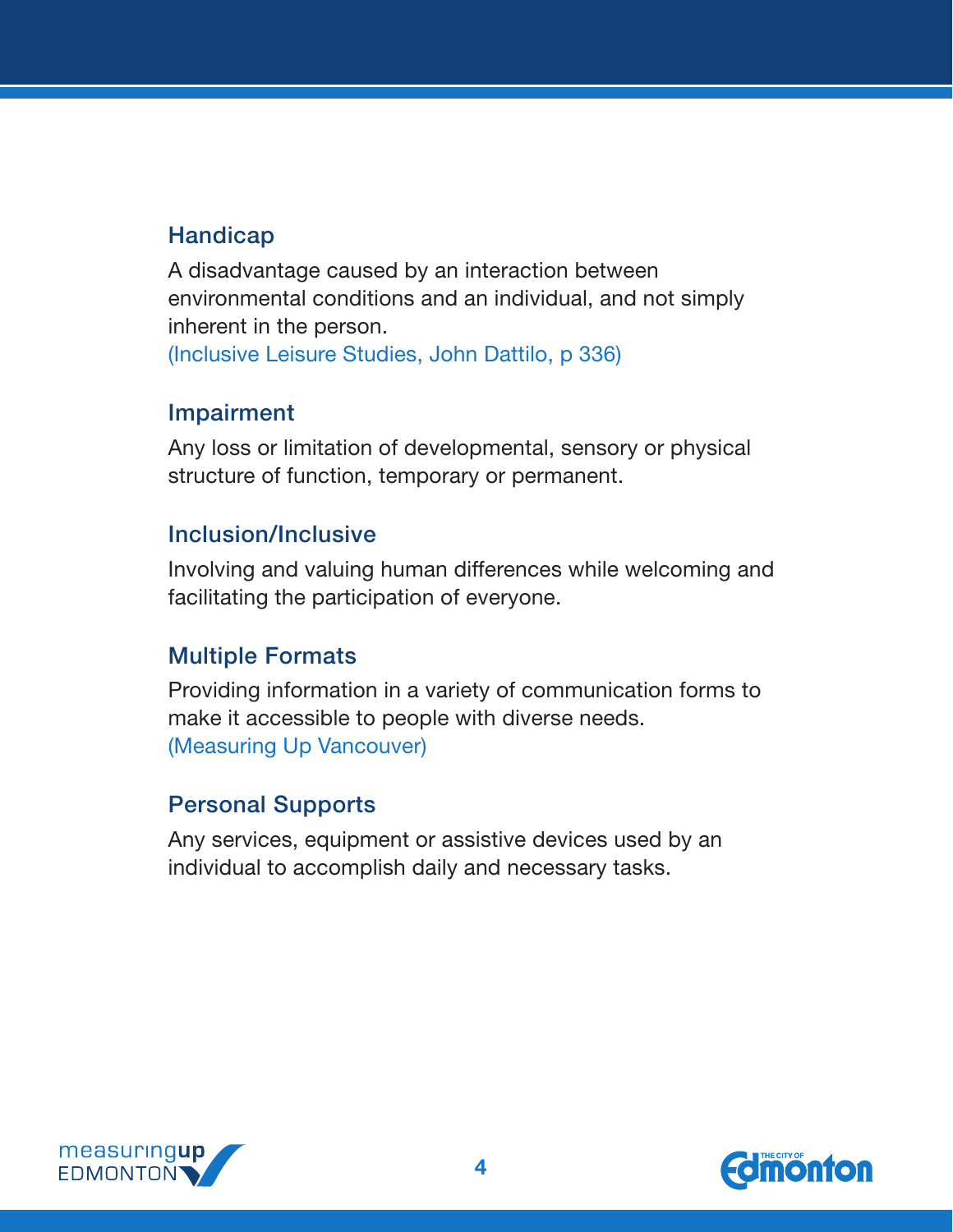### Handicap

A disadvantage caused by an interaction between environmental conditions and an individual, and not simply inherent in the person.
(Inclusive Leisure Studies, John Dattilo, p 336)

### Impairment

Any loss or limitation of developmental, sensory or physical structure of function, temporary or permanent.

### Inclusion/Inclusive

Involving and valuing human differences while welcoming and facilitating the participation of everyone.

### Multiple Formats

Providing information in a variety of communication forms to make it accessible to people with diverse needs.
(Measuring Up Vancouver)

### Personal Supports

Any services, equipment or assistive devices used by an individual to accomplish daily and necessary tasks.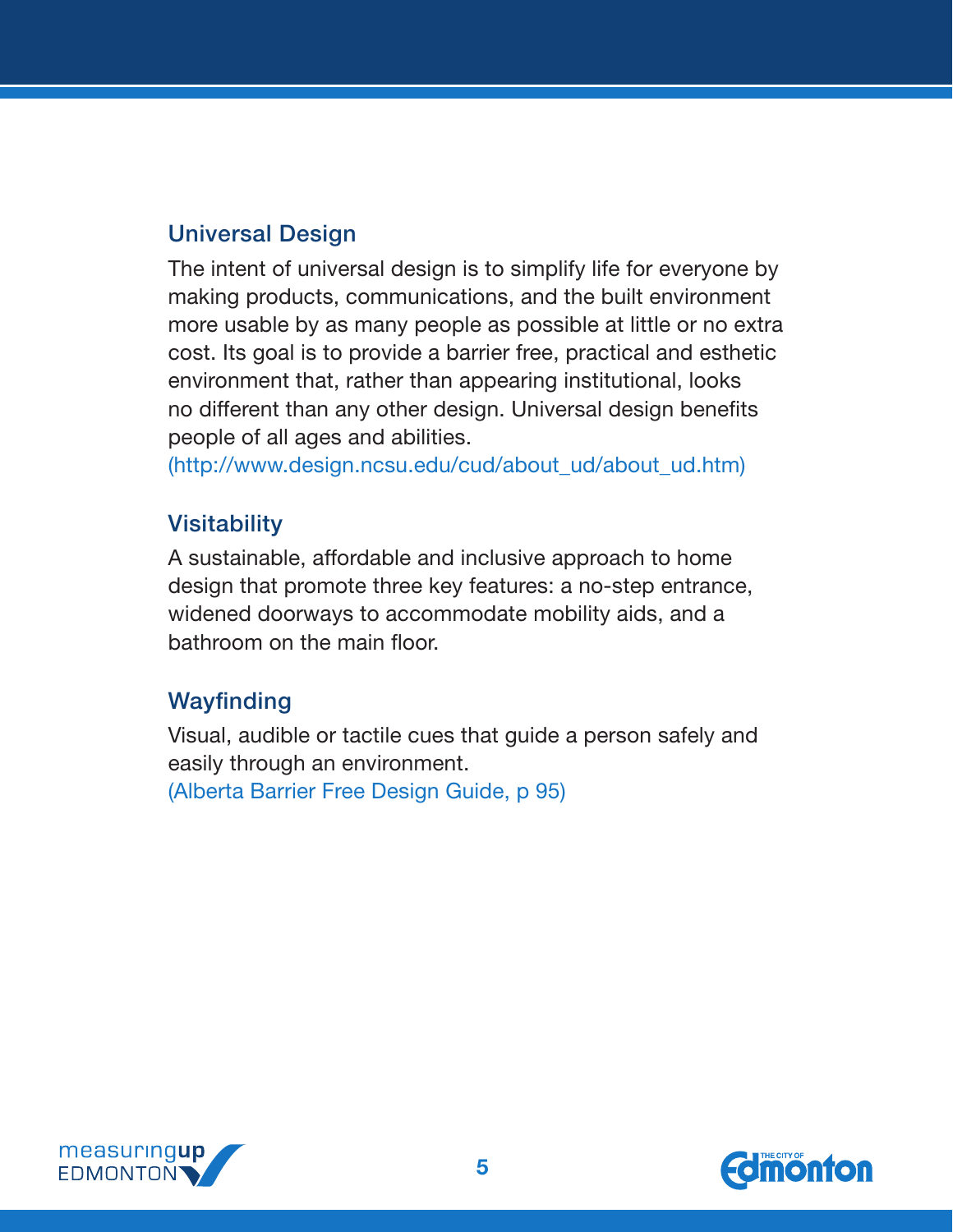## Universal Design

The intent of universal design is to simplify life for everyone by making products, communications, and the built environment more usable by as many people as possible at little or no extra cost. Its goal is to provide a barrier free, practical and esthetic environment that, rather than appearing institutional, looks no different than any other design. Universal design benefits people of all ages and abilities.
(http://www.design.ncsu.edu/cud/about_ud/about_ud.htm)

## Visitability

A sustainable, affordable and inclusive approach to home design that promote three key features: a no-step entrance, widened doorways to accommodate mobility aids, and a bathroom on the main floor.

## Wayfinding

Visual, audible or tactile cues that guide a person safely and easily through an environment.
(Alberta Barrier Free Design Guide, p 95)